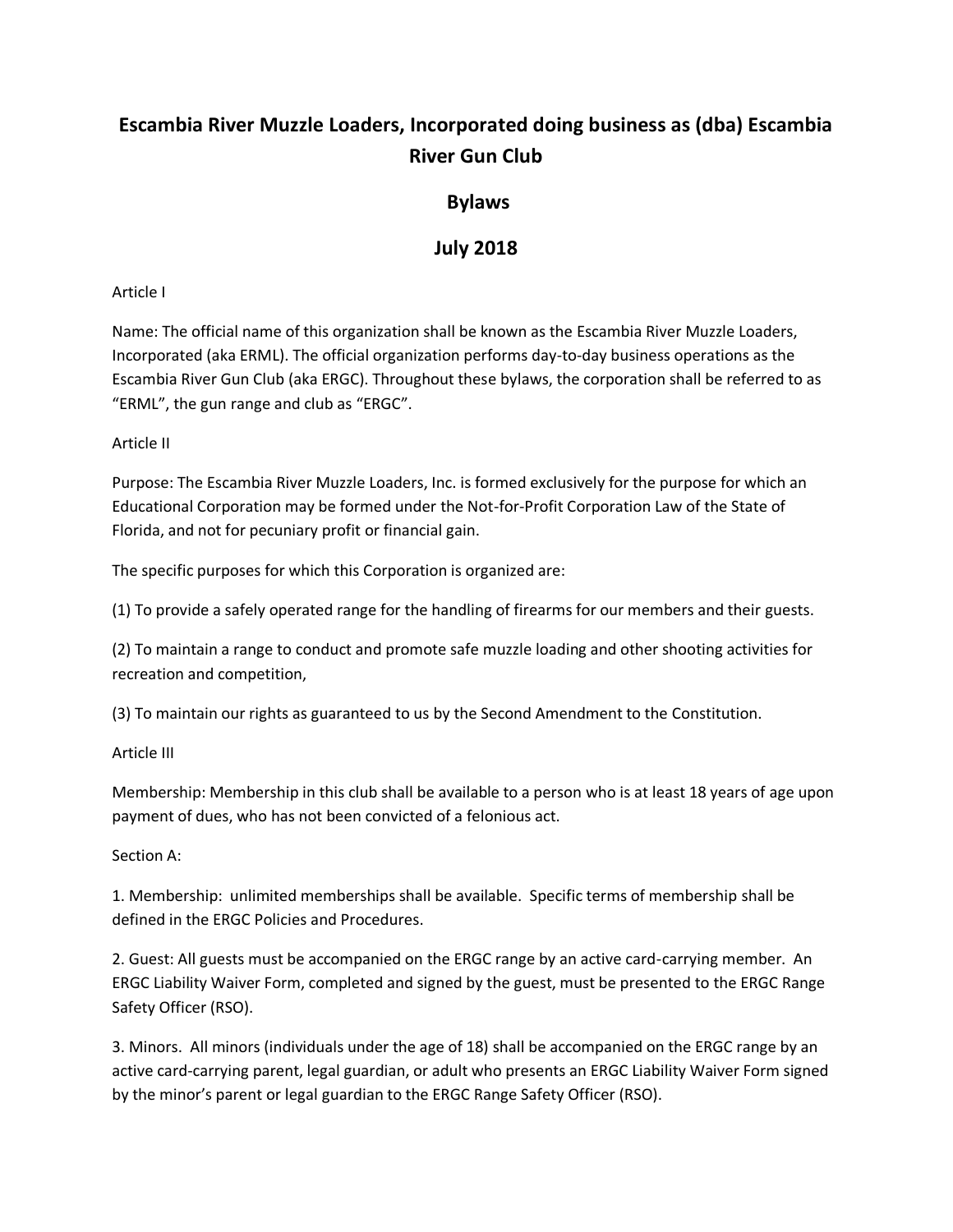# Escambia River Muzzle Loaders, Incorporated doing business as (dba) Escambia River Gun Club

## Bylaws

## July 2018

Article I

Name: The official name of this organization shall be known as the Escambia River Muzzle Loaders, Incorporated (aka ERML). The official organization performs day-to-day business operations as the Escambia River Gun Club (aka ERGC). Throughout these bylaws, the corporation shall be referred to as "ERML", the gun range and club as "ERGC".

Article II

Purpose: The Escambia River Muzzle Loaders, Inc. is formed exclusively for the purpose for which an Educational Corporation may be formed under the Not-for-Profit Corporation Law of the State of Florida, and not for pecuniary profit or financial gain.

The specific purposes for which this Corporation is organized are:

(1) To provide a safely operated range for the handling of firearms for our members and their guests.

(2) To maintain a range to conduct and promote safe muzzle loading and other shooting activities for recreation and competition,

(3) To maintain our rights as guaranteed to us by the Second Amendment to the Constitution.

Article III

Membership: Membership in this club shall be available to a person who is at least 18 years of age upon payment of dues, who has not been convicted of a felonious act.

Section A:

1. Membership: unlimited memberships shall be available. Specific terms of membership shall be defined in the ERGC Policies and Procedures.

2. Guest: All guests must be accompanied on the ERGC range by an active card-carrying member. An ERGC Liability Waiver Form, completed and signed by the guest, must be presented to the ERGC Range Safety Officer (RSO).

3. Minors. All minors (individuals under the age of 18) shall be accompanied on the ERGC range by an active card-carrying parent, legal guardian, or adult who presents an ERGC Liability Waiver Form signed by the minor's parent or legal guardian to the ERGC Range Safety Officer (RSO).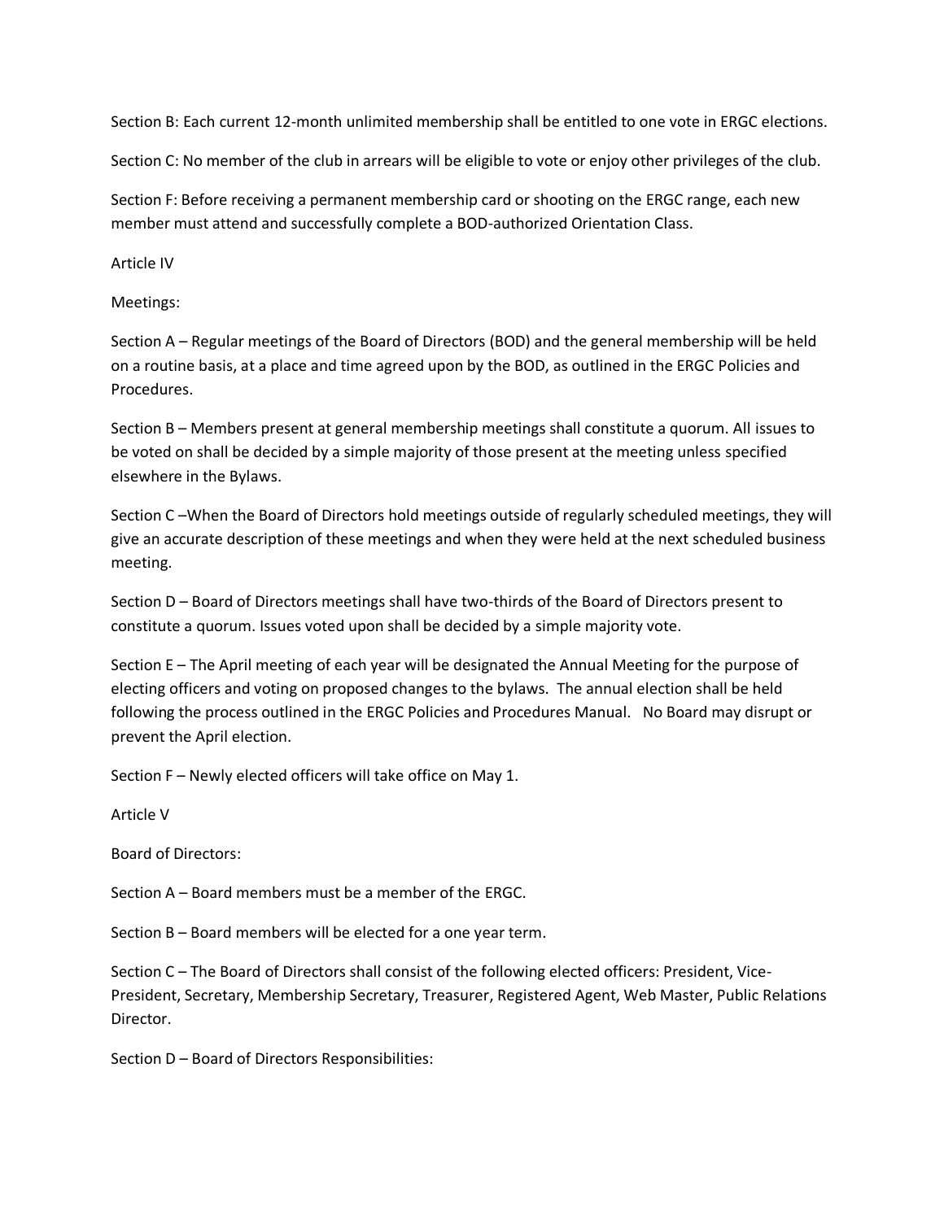Section B: Each current 12-month unlimited membership shall be entitled to one vote in ERGC elections.

Section C: No member of the club in arrears will be eligible to vote or enjoy other privileges of the club.

Section F: Before receiving a permanent membership card or shooting on the ERGC range, each new member must attend and successfully complete a BOD-authorized Orientation Class.

## Article IV

### Meetings:

Section A – Regular meetings of the Board of Directors (BOD) and the general membership will be held on a routine basis, at a place and time agreed upon by the BOD, as outlined in the ERGC Policies and Procedures.

Section B – Members present at general membership meetings shall constitute a quorum. All issues to be voted on shall be decided by a simple majority of those present at the meeting unless specified elsewhere in the Bylaws.

Section C –When the Board of Directors hold meetings outside of regularly scheduled meetings, they will give an accurate description of these meetings and when they were held at the next scheduled business meeting.

Section D – Board of Directors meetings shall have two-thirds of the Board of Directors present to constitute a quorum. Issues voted upon shall be decided by a simple majority vote.

Section E – The April meeting of each year will be designated the Annual Meeting for the purpose of electing officers and voting on proposed changes to the bylaws. The annual election shall be held following the process outlined in the ERGC Policies and Procedures Manual. No Board may disrupt or prevent the April election.

Section F – Newly elected officers will take office on May 1.

## Article V

### Board of Directors:

Section A – Board members must be a member of the ERGC.

Section B – Board members will be elected for a one year term.

Section C – The Board of Directors shall consist of the following elected officers: President, Vice-President, Secretary, Membership Secretary, Treasurer, Registered Agent, Web Master, Public Relations Director.

Section D – Board of Directors Responsibilities: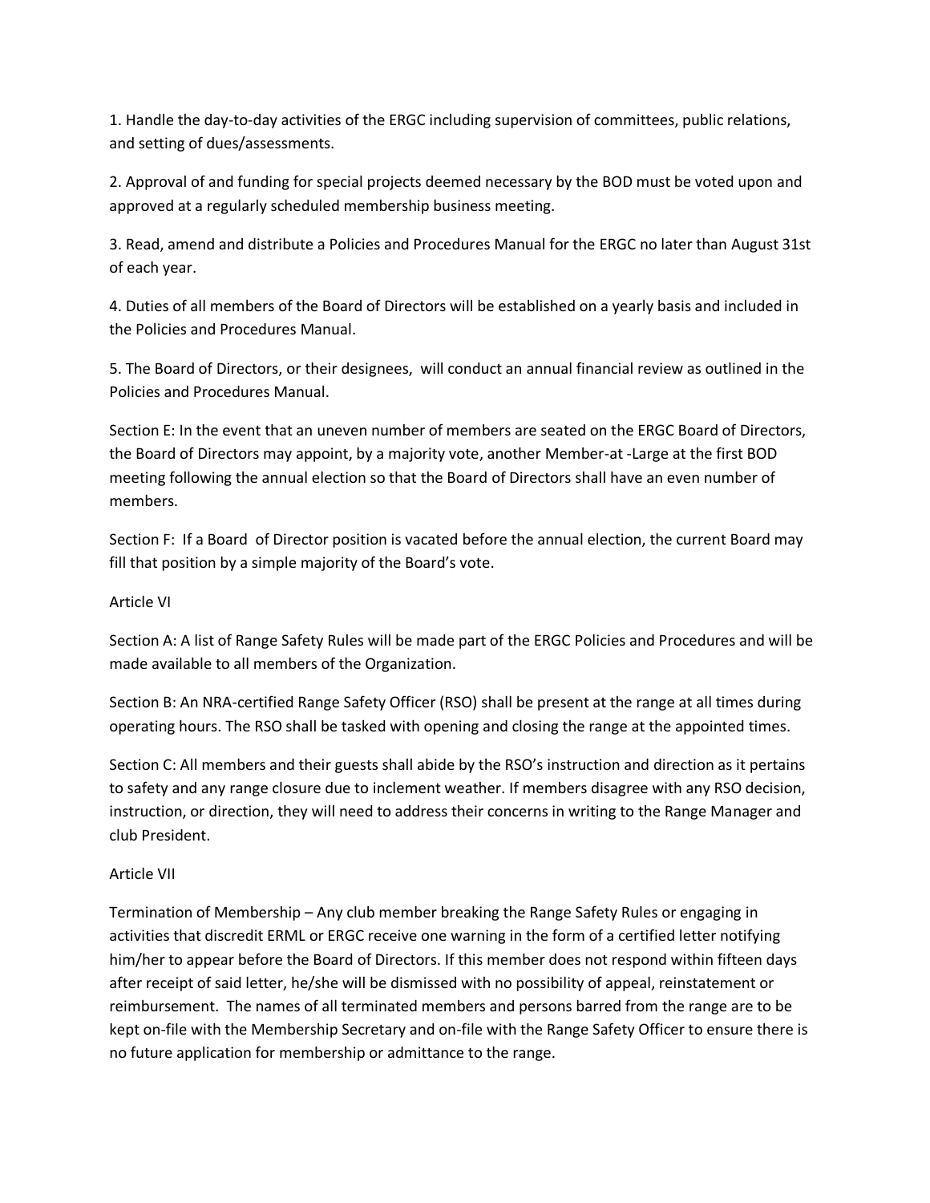1. Handle the day-to-day activities of the ERGC including supervision of committees, public relations, and setting of dues/assessments.

2. Approval of and funding for special projects deemed necessary by the BOD must be voted upon and approved at a regularly scheduled membership business meeting.

3. Read, amend and distribute a Policies and Procedures Manual for the ERGC no later than August 31st of each year.

4. Duties of all members of the Board of Directors will be established on a yearly basis and included in the Policies and Procedures Manual.

5. The Board of Directors, or their designees, will conduct an annual financial review as outlined in the Policies and Procedures Manual.

Section E: In the event that an uneven number of members are seated on the ERGC Board of Directors, the Board of Directors may appoint, by a majority vote, another Member-at -Large at the first BOD meeting following the annual election so that the Board of Directors shall have an even number of members.

Section F: If a Board of Director position is vacated before the annual election, the current Board may fill that position by a simple majority of the Board's vote.

## Article VI

Section A: A list of Range Safety Rules will be made part of the ERGC Policies and Procedures and will be made available to all members of the Organization.

Section B: An NRA-certified Range Safety Officer (RSO) shall be present at the range at all times during operating hours. The RSO shall be tasked with opening and closing the range at the appointed times.

Section C: All members and their guests shall abide by the RSO's instruction and direction as it pertains to safety and any range closure due to inclement weather. If members disagree with any RSO decision, instruction, or direction, they will need to address their concerns in writing to the Range Manager and club President.

## Article VII

Termination of Membership – Any club member breaking the Range Safety Rules or engaging in activities that discredit ERML or ERGC receive one warning in the form of a certified letter notifying him/her to appear before the Board of Directors. If this member does not respond within fifteen days after receipt of said letter, he/she will be dismissed with no possibility of appeal, reinstatement or reimbursement. The names of all terminated members and persons barred from the range are to be kept on-file with the Membership Secretary and on-file with the Range Safety Officer to ensure there is no future application for membership or admittance to the range.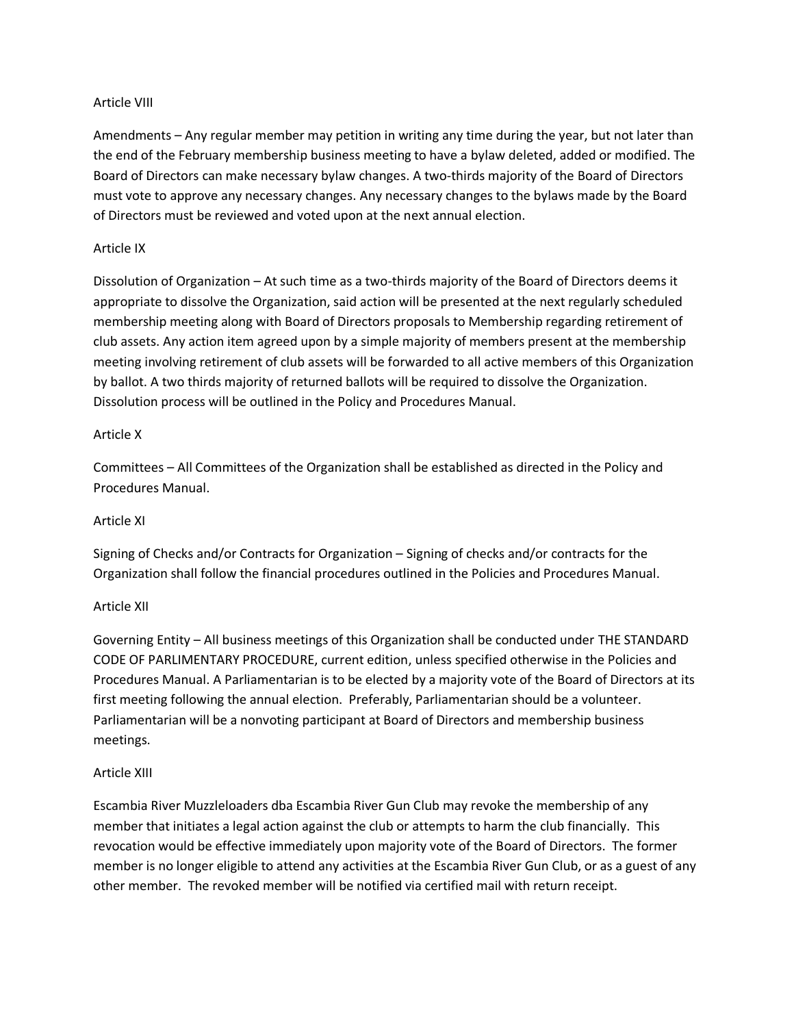Article VIII

Amendments – Any regular member may petition in writing any time during the year, but not later than the end of the February membership business meeting to have a bylaw deleted, added or modified. The Board of Directors can make necessary bylaw changes. A two-thirds majority of the Board of Directors must vote to approve any necessary changes. Any necessary changes to the bylaws made by the Board of Directors must be reviewed and voted upon at the next annual election.

Article IX

Dissolution of Organization – At such time as a two-thirds majority of the Board of Directors deems it appropriate to dissolve the Organization, said action will be presented at the next regularly scheduled membership meeting along with Board of Directors proposals to Membership regarding retirement of club assets. Any action item agreed upon by a simple majority of members present at the membership meeting involving retirement of club assets will be forwarded to all active members of this Organization by ballot. A two thirds majority of returned ballots will be required to dissolve the Organization. Dissolution process will be outlined in the Policy and Procedures Manual.

Article X

Committees – All Committees of the Organization shall be established as directed in the Policy and Procedures Manual.

Article XI

Signing of Checks and/or Contracts for Organization – Signing of checks and/or contracts for the Organization shall follow the financial procedures outlined in the Policies and Procedures Manual.

Article XII

Governing Entity – All business meetings of this Organization shall be conducted under THE STANDARD CODE OF PARLIMENTARY PROCEDURE, current edition, unless specified otherwise in the Policies and Procedures Manual. A Parliamentarian is to be elected by a majority vote of the Board of Directors at its first meeting following the annual election. Preferably, Parliamentarian should be a volunteer. Parliamentarian will be a nonvoting participant at Board of Directors and membership business meetings.

Article XIII

Escambia River Muzzleloaders dba Escambia River Gun Club may revoke the membership of any member that initiates a legal action against the club or attempts to harm the club financially. This revocation would be effective immediately upon majority vote of the Board of Directors. The former member is no longer eligible to attend any activities at the Escambia River Gun Club, or as a guest of any other member. The revoked member will be notified via certified mail with return receipt.